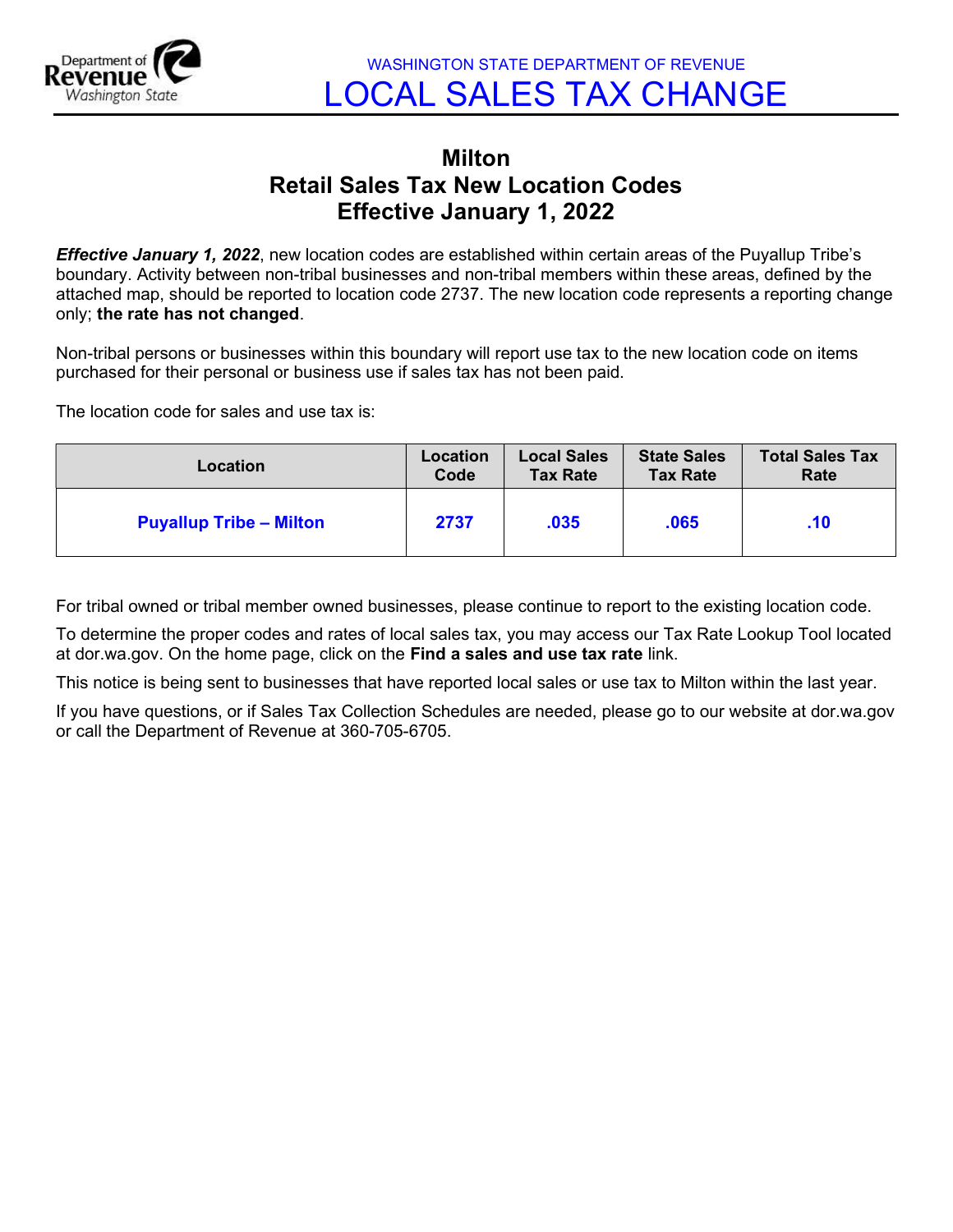WASHINGTON STATE DEPARTMENT OF REVENUE

# LOCAL SALES TAX CHANGE

## Milton
## Retail Sales Tax New Location Codes
## Effective January 1, 2022

***Effective January 1, 2022***, new location codes are established within certain areas of the Puyallup Tribe's boundary. Activity between non-tribal businesses and non-tribal members within these areas, defined by the attached map, should be reported to location code 2737. The new location code represents a reporting change only; **the rate has not changed**.

Non-tribal persons or businesses within this boundary will report use tax to the new location code on items purchased for their personal or business use if sales tax has not been paid.

The location code for sales and use tax is:

| Location | Location Code | Local Sales Tax Rate | State Sales Tax Rate | Total Sales Tax Rate |
|---|---|---|---|---|
| **Puyallup Tribe – Milton** | **2737** | **.035** | **.065** | **.10** |

For tribal owned or tribal member owned businesses, please continue to report to the existing location code.

To determine the proper codes and rates of local sales tax, you may access our Tax Rate Lookup Tool located at dor.wa.gov. On the home page, click on the **Find a sales and use tax rate** link.

This notice is being sent to businesses that have reported local sales or use tax to Milton within the last year.

If you have questions, or if Sales Tax Collection Schedules are needed, please go to our website at dor.wa.gov or call the Department of Revenue at 360-705-6705.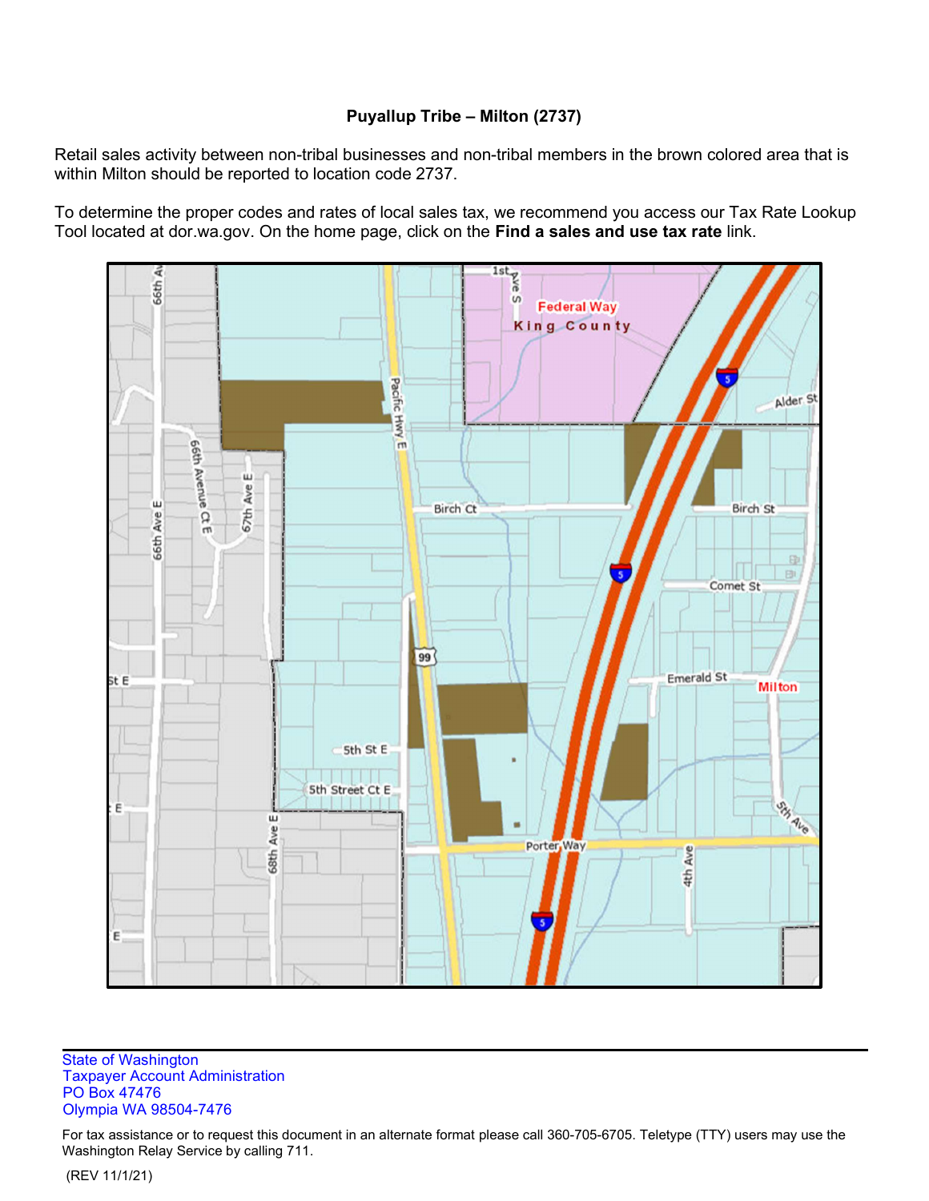**Puyallup Tribe – Milton (2737)**

Retail sales activity between non-tribal businesses and non-tribal members in the brown colored area that is within Milton should be reported to location code 2737.

To determine the proper codes and rates of local sales tax, we recommend you access our Tax Rate Lookup Tool located at dor.wa.gov. On the home page, click on the **Find a sales and use tax rate** link.

1st Ave S

Federal Way

King County

Alder St

Pacific Hwy E

66th Av

66th Avenue Ct E

67th Ave E

66th Ave E

Birch Ct

Birch St

Comet St

99

Emerald St

Milton

5th St E

5th Street Ct E

68th Ave E

Porter Way

4th Ave

5th Ave

5

---

State of Washington
Taxpayer Account Administration
PO Box 47476
Olympia WA 98504-7476

For tax assistance or to request this document in an alternate format please call 360-705-6705. Teletype (TTY) users may use the Washington Relay Service by calling 711.

(REV 11/1/21)